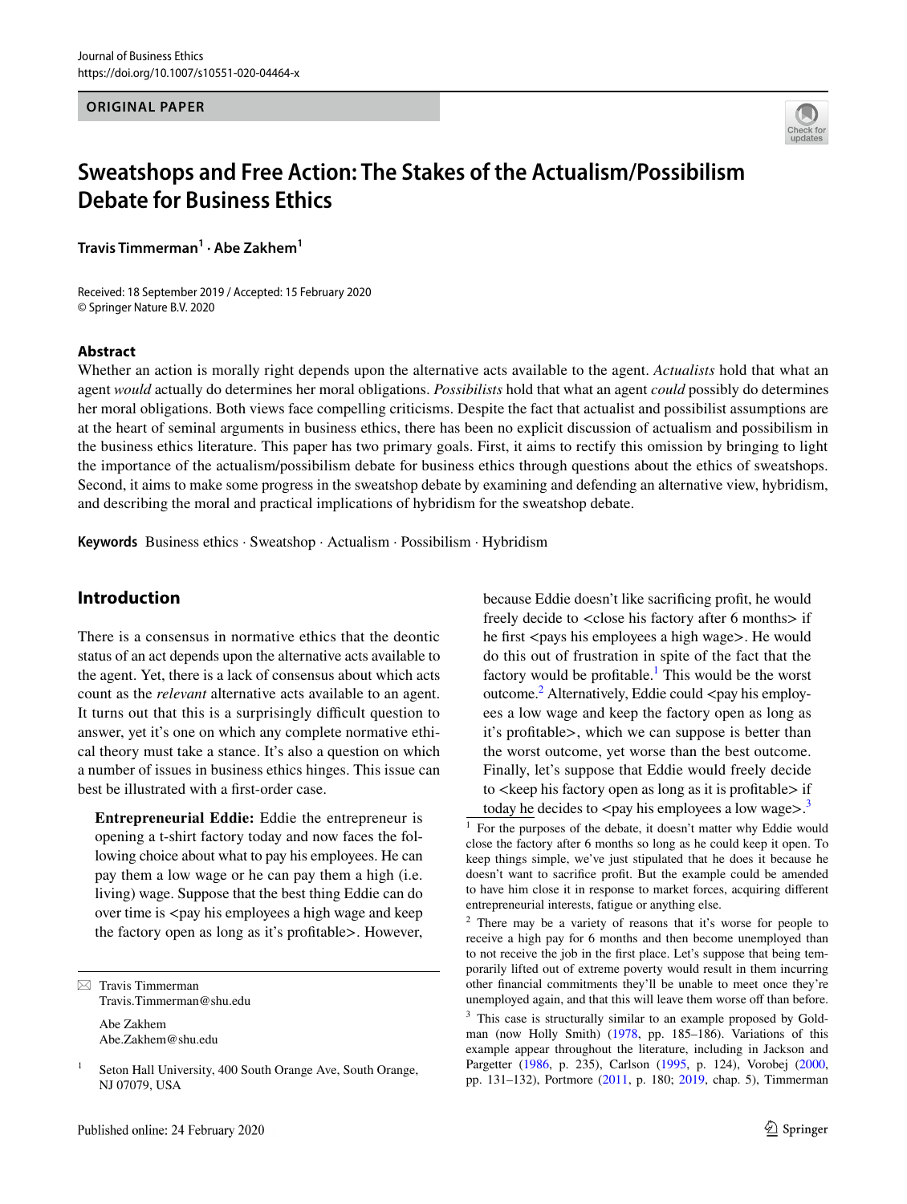ORIGINAL PAPER

# Sweatshops and Free Action: The Stakes of the Actualism/Possibilism Debate for Business Ethics

**Travis Timmerman[1] · Abe Zakhem[1]**

Received: 18 September 2019 / Accepted: 15 February 2020
© Springer Nature B.V. 2020

## Abstract

Whether an action is morally right depends upon the alternative acts available to the agent. *Actualists* hold that what an agent *would* actually do determines her moral obligations. *Possibilists* hold that what an agent *could* possibly do determines her moral obligations. Both views face compelling criticisms. Despite the fact that actualist and possibilist assumptions are at the heart of seminal arguments in business ethics, there has been no explicit discussion of actualism and possibilism in the business ethics literature. This paper has two primary goals. First, it aims to rectify this omission by bringing to light the importance of the actualism/possibilism debate for business ethics through questions about the ethics of sweatshops. Second, it aims to make some progress in the sweatshop debate by examining and defending an alternative view, hybridism, and describing the moral and practical implications of hybridism for the sweatshop debate.

**Keywords** Business ethics · Sweatshop · Actualism · Possibilism · Hybridism

## Introduction

There is a consensus in normative ethics that the deontic status of an act depends upon the alternative acts available to the agent. Yet, there is a lack of consensus about which acts count as the *relevant* alternative acts available to an agent. It turns out that this is a surprisingly difficult question to answer, yet it's one on which any complete normative ethical theory must take a stance. It's also a question on which a number of issues in business ethics hinges. This issue can best be illustrated with a first-order case.

> **Entrepreneurial Eddie:** Eddie the entrepreneur is opening a t-shirt factory today and now faces the following choice about what to pay his employees. He can pay them a low wage or he can pay them a high (i.e. living) wage. Suppose that the best thing Eddie can do over time is <pay his employees a high wage and keep the factory open as long as it's profitable>. However, because Eddie doesn't like sacrificing profit, he would freely decide to <close his factory after 6 months> if he first <pays his employees a high wage>. He would do this out of frustration in spite of the fact that the factory would be profitable.[1] This would be the worst outcome.[2] Alternatively, Eddie could <pay his employees a low wage and keep the factory open as long as it's profitable>, which we can suppose is better than the worst outcome, yet worse than the best outcome. Finally, let's suppose that Eddie would freely decide to <keep his factory open as long as it is profitable> if today he decides to <pay his employees a low wage>.[3]

---

[1] For the purposes of the debate, it doesn't matter why Eddie would close the factory after 6 months so long as he could keep it open. To keep things simple, we've just stipulated that he does it because he doesn't want to sacrifice profit. But the example could be amended to have him close it in response to market forces, acquiring different entrepreneurial interests, fatigue or anything else.

[2] There may be a variety of reasons that it's worse for people to receive a high pay for 6 months and then become unemployed than to not receive the job in the first place. Let's suppose that being temporarily lifted out of extreme poverty would result in them incurring other financial commitments they'll be unable to meet once they're unemployed again, and that this will leave them worse off than before.

[3] This case is structurally similar to an example proposed by Goldman (now Holly Smith) (1978, pp. 185–186). Variations of this example appear throughout the literature, including in Jackson and Pargetter (1986, p. 235), Carlson (1995, p. 124), Vorobej (2000, pp. 131–132), Portmore (2011, p. 180; 2019, chap. 5), Timmerman

---

✉ Travis Timmerman
Travis.Timmerman@shu.edu

Abe Zakhem
Abe.Zakhem@shu.edu

[1] Seton Hall University, 400 South Orange Ave, South Orange, NJ 07079, USA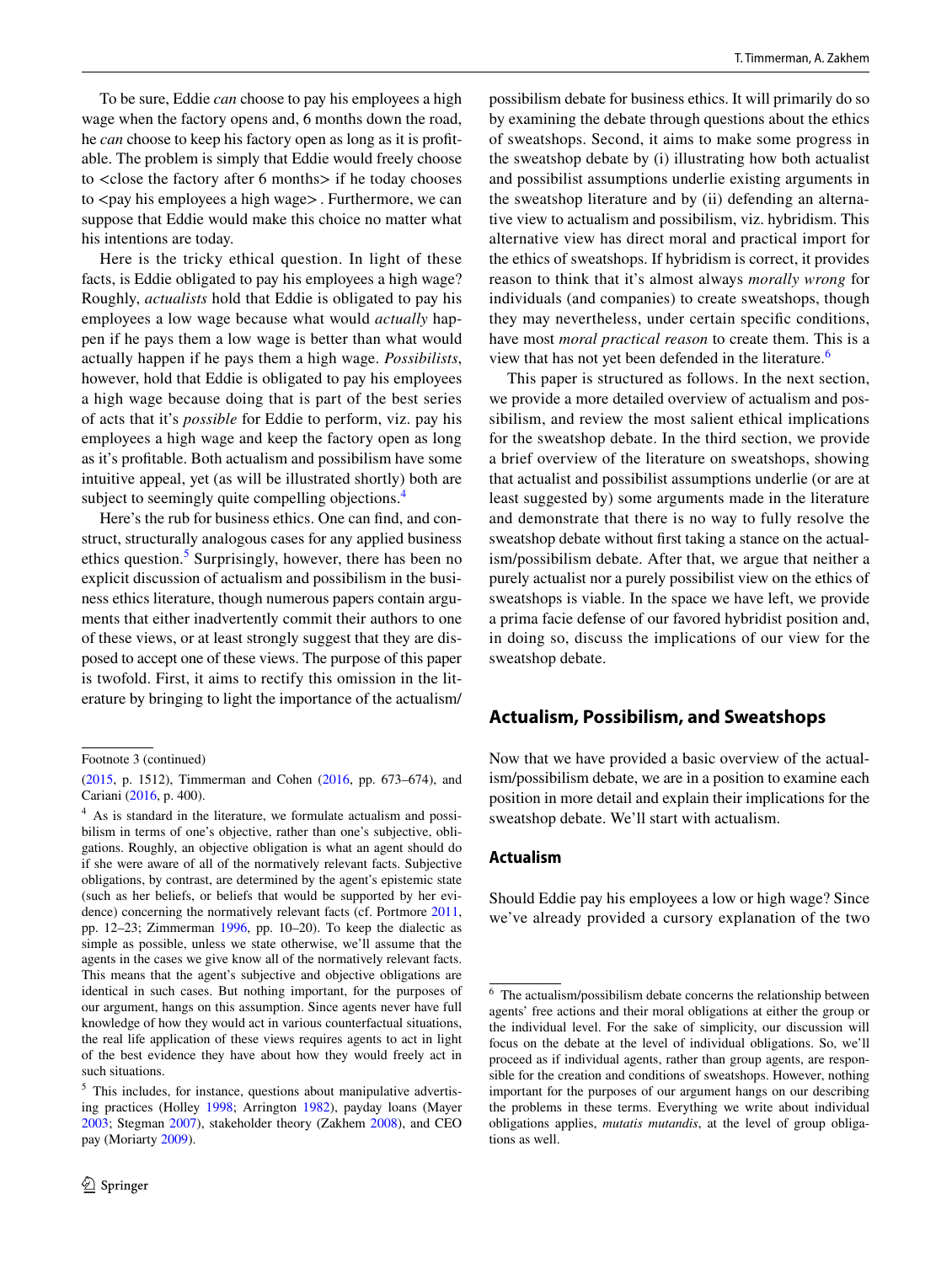To be sure, Eddie *can* choose to pay his employees a high wage when the factory opens and, 6 months down the road, he *can* choose to keep his factory open as long as it is profitable. The problem is simply that Eddie would freely choose to <close the factory after 6 months> if he today chooses to <pay his employees a high wage> . Furthermore, we can suppose that Eddie would make this choice no matter what his intentions are today.

Here is the tricky ethical question. In light of these facts, is Eddie obligated to pay his employees a high wage? Roughly, *actualists* hold that Eddie is obligated to pay his employees a low wage because what would *actually* happen if he pays them a low wage is better than what would actually happen if he pays them a high wage. *Possibilists*, however, hold that Eddie is obligated to pay his employees a high wage because doing that is part of the best series of acts that it's *possible* for Eddie to perform, viz. pay his employees a high wage and keep the factory open as long as it's profitable. Both actualism and possibilism have some intuitive appeal, yet (as will be illustrated shortly) both are subject to seemingly quite compelling objections.[4]

Here's the rub for business ethics. One can find, and construct, structurally analogous cases for any applied business ethics question.[5] Surprisingly, however, there has been no explicit discussion of actualism and possibilism in the business ethics literature, though numerous papers contain arguments that either inadvertently commit their authors to one of these views, or at least strongly suggest that they are disposed to accept one of these views. The purpose of this paper is twofold. First, it aims to rectify this omission in the literature by bringing to light the importance of the actualism/possibilism debate for business ethics. It will primarily do so by examining the debate through questions about the ethics of sweatshops. Second, it aims to make some progress in the sweatshop debate by (i) illustrating how both actualist and possibilist assumptions underlie existing arguments in the sweatshop literature and by (ii) defending an alternative view to actualism and possibilism, viz. hybridism. This alternative view has direct moral and practical import for the ethics of sweatshops. If hybridism is correct, it provides reason to think that it's almost always *morally wrong* for individuals (and companies) to create sweatshops, though they may nevertheless, under certain specific conditions, have most *moral practical reason* to create them. This is a view that has not yet been defended in the literature.[6]

This paper is structured as follows. In the next section, we provide a more detailed overview of actualism and possibilism, and review the most salient ethical implications for the sweatshop debate. In the third section, we provide a brief overview of the literature on sweatshops, showing that actualist and possibilist assumptions underlie (or are at least suggested by) some arguments made in the literature and demonstrate that there is no way to fully resolve the sweatshop debate without first taking a stance on the actualism/possibilism debate. After that, we argue that neither a purely actualist nor a purely possibilist view on the ethics of sweatshops is viable. In the space we have left, we provide a prima facie defense of our favored hybridist position and, in doing so, discuss the implications of our view for the sweatshop debate.

## Actualism, Possibilism, and Sweatshops

Now that we have provided a basic overview of the actualism/possibilism debate, we are in a position to examine each position in more detail and explain their implications for the sweatshop debate. We'll start with actualism.

### Actualism

Should Eddie pay his employees a low or high wage? Since we've already provided a cursory explanation of the two

---

Footnote 3 (continued)

(2015, p. 1512), Timmerman and Cohen (2016, pp. 673–674), and Cariani (2016, p. 400).

[4] As is standard in the literature, we formulate actualism and possibilism in terms of one's objective, rather than one's subjective, obligations. Roughly, an objective obligation is what an agent should do if she were aware of all of the normatively relevant facts. Subjective obligations, by contrast, are determined by the agent's epistemic state (such as her beliefs, or beliefs that would be supported by her evidence) concerning the normatively relevant facts (cf. Portmore 2011, pp. 12–23; Zimmerman 1996, pp. 10–20). To keep the dialectic as simple as possible, unless we state otherwise, we'll assume that the agents in the cases we give know all of the normatively relevant facts. This means that the agent's subjective and objective obligations are identical in such cases. But nothing important, for the purposes of our argument, hangs on this assumption. Since agents never have full knowledge of how they would act in various counterfactual situations, the real life application of these views requires agents to act in light of the best evidence they have about how they would freely act in such situations.

[5] This includes, for instance, questions about manipulative advertising practices (Holley 1998; Arrington 1982), payday loans (Mayer 2003; Stegman 2007), stakeholder theory (Zakhem 2008), and CEO pay (Moriarty 2009).

[6] The actualism/possibilism debate concerns the relationship between agents' free actions and their moral obligations at either the group or the individual level. For the sake of simplicity, our discussion will focus on the debate at the level of individual obligations. So, we'll proceed as if individual agents, rather than group agents, are responsible for the creation and conditions of sweatshops. However, nothing important for the purposes of our argument hangs on our describing the problems in these terms. Everything we write about individual obligations applies, *mutatis mutandis*, at the level of group obligations as well.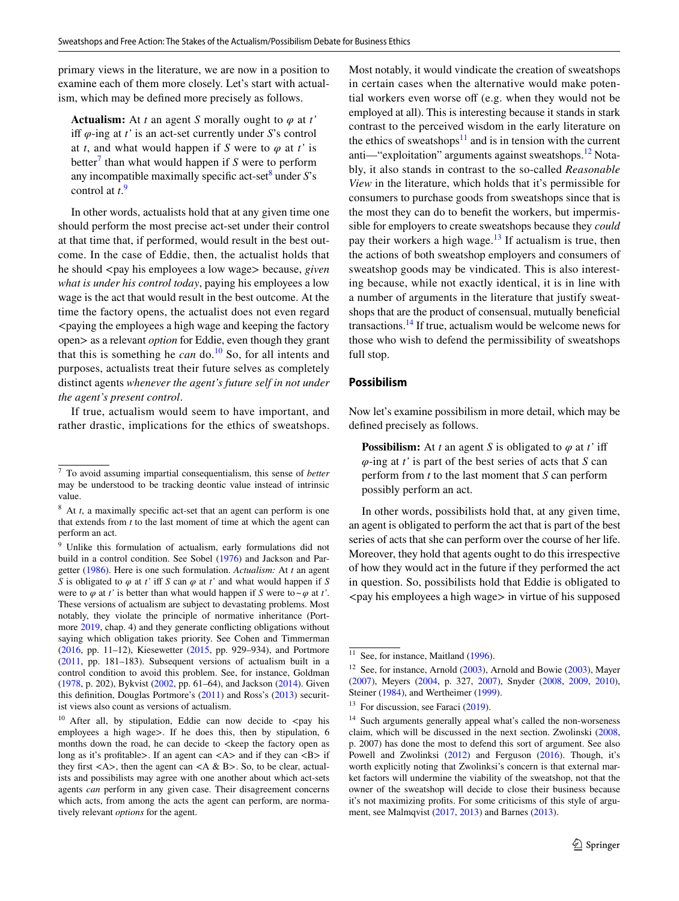primary views in the literature, we are now in a position to examine each of them more closely. Let's start with actualism, which may be defined more precisely as follows.

> **Actualism:** At $t$ an agent $S$ morally ought to $\varphi$ at $t'$ iff $\varphi$-ing at $t'$ is an act-set currently under $S$'s control at $t$, and what would happen if $S$ were to $\varphi$ at $t'$ is better[7] than what would happen if $S$ were to perform any incompatible maximally specific act-set[8] under $S$'s control at $t$.[9]

In other words, actualists hold that at any given time one should perform the most precise act-set under their control at that time that, if performed, would result in the best outcome. In the case of Eddie, then, the actualist holds that he should <pay his employees a low wage> because, *given what is under his control today*, paying his employees a low wage is the act that would result in the best outcome. At the time the factory opens, the actualist does not even regard <paying the employees a high wage and keeping the factory open> as a relevant *option* for Eddie, even though they grant that this is something he *can* do.[10] So, for all intents and purposes, actualists treat their future selves as completely distinct agents *whenever the agent's future self in not under the agent's present control*.

If true, actualism would seem to have important, and rather drastic, implications for the ethics of sweatshops. Most notably, it would vindicate the creation of sweatshops in certain cases when the alternative would make potential workers even worse off (e.g. when they would not be employed at all). This is interesting because it stands in stark contrast to the perceived wisdom in the early literature on the ethics of sweatshops[11] and is in tension with the current anti—"exploitation" arguments against sweatshops.[12] Notably, it also stands in contrast to the so-called *Reasonable View* in the literature, which holds that it's permissible for consumers to purchase goods from sweatshops since that is the most they can do to benefit the workers, but impermissible for employers to create sweatshops because they *could* pay their workers a high wage.[13] If actualism is true, then the actions of both sweatshop employers and consumers of sweatshop goods may be vindicated. This is also interesting because, while not exactly identical, it is in line with a number of arguments in the literature that justify sweatshops that are the product of consensual, mutually beneficial transactions.[14] If true, actualism would be welcome news for those who wish to defend the permissibility of sweatshops full stop.

## Possibilism

Now let's examine possibilism in more detail, which may be defined precisely as follows.

> **Possibilism:** At $t$ an agent $S$ is obligated to $\varphi$ at $t'$ iff $\varphi$-ing at $t'$ is part of the best series of acts that $S$ can perform from $t$ to the last moment that $S$ can perform possibly perform an act.

In other words, possibilists hold that, at any given time, an agent is obligated to perform the act that is part of the best series of acts that she can perform over the course of her life. Moreover, they hold that agents ought to do this irrespective of how they would act in the future if they performed the act in question. So, possibilists hold that Eddie is obligated to <pay his employees a high wage> in virtue of his supposed

---

[7] To avoid assuming impartial consequentialism, this sense of *better* may be understood to be tracking deontic value instead of intrinsic value.

[8] At $t$, a maximally specific act-set that an agent can perform is one that extends from $t$ to the last moment of time at which the agent can perform an act.

[9] Unlike this formulation of actualism, early formulations did not build in a control condition. See Sobel (1976) and Jackson and Pargetter (1986). Here is one such formulation. *Actualism:* At $t$ an agent $S$ is obligated to $\varphi$ at $t'$ iff $S$ can $\varphi$ at $t'$ and what would happen if $S$ were to $\varphi$ at $t'$ is better than what would happen if $S$ were to ~$\varphi$ at $t'$. These versions of actualism are subject to devastating problems. Most notably, they violate the principle of normative inheritance (Portmore 2019, chap. 4) and they generate conflicting obligations without saying which obligation takes priority. See Cohen and Timmerman (2016, pp. 11–12), Kiesewetter (2015, pp. 929–934), and Portmore (2011, pp. 181–183). Subsequent versions of actualism built in a control condition to avoid this problem. See, for instance, Goldman (1978, p. 202), Bykvist (2002, pp. 61–64), and Jackson (2014). Given this definition, Douglas Portmore's (2011) and Ross's (2013) securitist views also count as versions of actualism.

[10] After all, by stipulation, Eddie can now decide to <pay his employees a high wage>. If he does this, then by stipulation, 6 months down the road, he can decide to <keep the factory open as long as it's profitable>. If an agent can <A> and if they can <B> if they first <A>, then the agent can <A & B>. So, to be clear, actualists and possibilists may agree with one another about which act-sets agents *can* perform in any given case. Their disagreement concerns which acts, from among the acts the agent can perform, are normatively relevant *options* for the agent.

[11] See, for instance, Maitland (1996).

[12] See, for instance, Arnold (2003), Arnold and Bowie (2003), Mayer (2007), Meyers (2004, p. 327, 2007), Snyder (2008, 2009, 2010), Steiner (1984), and Wertheimer (1999).

[13] For discussion, see Faraci (2019).

[14] Such arguments generally appeal what's called the non-worseness claim, which will be discussed in the next section. Zwolinski (2008, p. 2007) has done the most to defend this sort of argument. See also Powell and Zwolinksi (2012) and Ferguson (2016). Though, it's worth explicitly noting that Zwolinksi's concern is that external market factors will undermine the viability of the sweatshop, not that the owner of the sweatshop will decide to close their business because it's not maximizing profits. For some criticisms of this style of argument, see Malmqvist (2017, 2013) and Barnes (2013).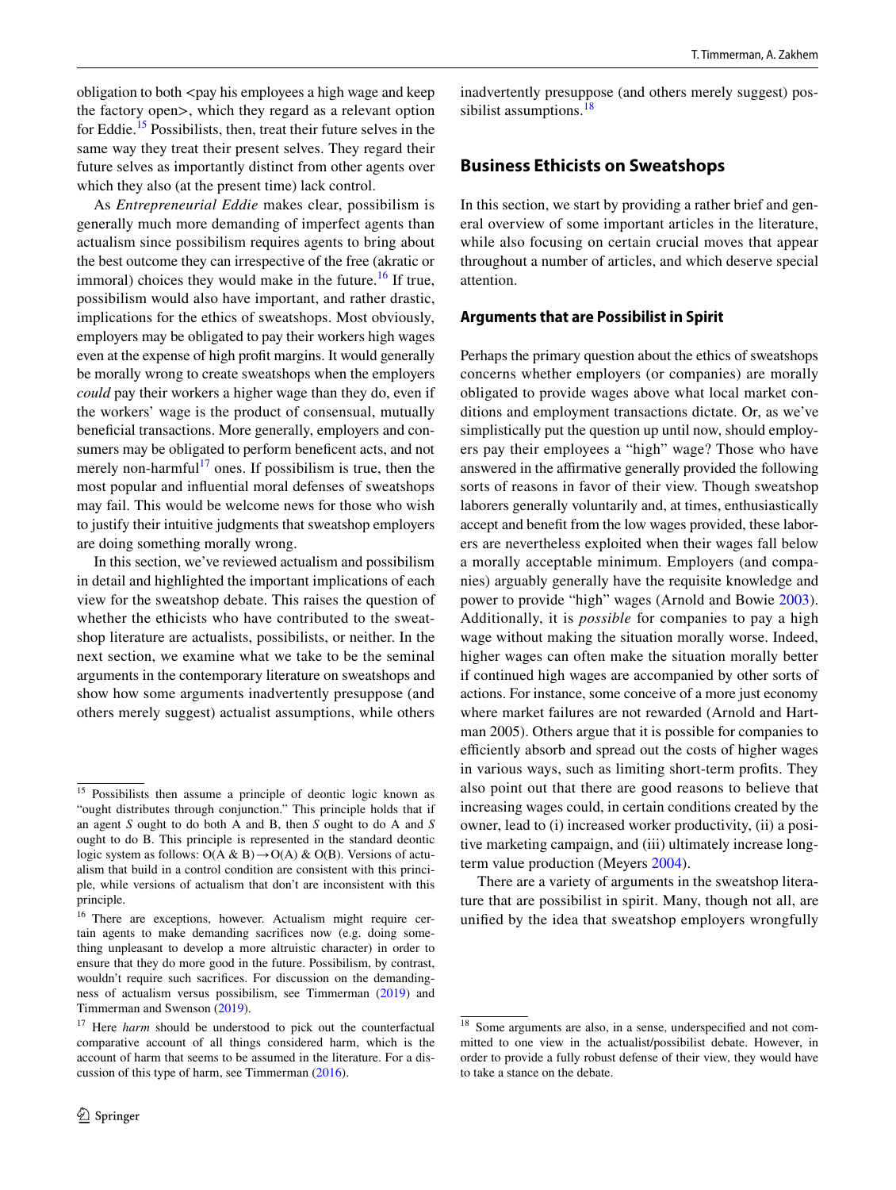obligation to both <pay his employees a high wage and keep the factory open>, which they regard as a relevant option for Eddie.[15] Possibilists, then, treat their future selves in the same way they treat their present selves. They regard their future selves as importantly distinct from other agents over which they also (at the present time) lack control.

As *Entrepreneurial Eddie* makes clear, possibilism is generally much more demanding of imperfect agents than actualism since possibilism requires agents to bring about the best outcome they can irrespective of the free (akratic or immoral) choices they would make in the future.[16] If true, possibilism would also have important, and rather drastic, implications for the ethics of sweatshops. Most obviously, employers may be obligated to pay their workers high wages even at the expense of high profit margins. It would generally be morally wrong to create sweatshops when the employers *could* pay their workers a higher wage than they do, even if the workers' wage is the product of consensual, mutually beneficial transactions. More generally, employers and consumers may be obligated to perform beneficent acts, and not merely non-harmful[17] ones. If possibilism is true, then the most popular and influential moral defenses of sweatshops may fail. This would be welcome news for those who wish to justify their intuitive judgments that sweatshop employers are doing something morally wrong.

In this section, we've reviewed actualism and possibilism in detail and highlighted the important implications of each view for the sweatshop debate. This raises the question of whether the ethicists who have contributed to the sweatshop literature are actualists, possibilists, or neither. In the next section, we examine what we take to be the seminal arguments in the contemporary literature on sweatshops and show how some arguments inadvertently presuppose (and others merely suggest) actualist assumptions, while others inadvertently presuppose (and others merely suggest) possibilist assumptions.[18]

## Business Ethicists on Sweatshops

In this section, we start by providing a rather brief and general overview of some important articles in the literature, while also focusing on certain crucial moves that appear throughout a number of articles, and which deserve special attention.

### Arguments that are Possibilist in Spirit

Perhaps the primary question about the ethics of sweatshops concerns whether employers (or companies) are morally obligated to provide wages above what local market conditions and employment transactions dictate. Or, as we've simplistically put the question up until now, should employers pay their employees a "high" wage? Those who have answered in the affirmative generally provided the following sorts of reasons in favor of their view. Though sweatshop laborers generally voluntarily and, at times, enthusiastically accept and benefit from the low wages provided, these laborers are nevertheless exploited when their wages fall below a morally acceptable minimum. Employers (and companies) arguably generally have the requisite knowledge and power to provide "high" wages (Arnold and Bowie 2003). Additionally, it is *possible* for companies to pay a high wage without making the situation morally worse. Indeed, higher wages can often make the situation morally better if continued high wages are accompanied by other sorts of actions. For instance, some conceive of a more just economy where market failures are not rewarded (Arnold and Hartman 2005). Others argue that it is possible for companies to efficiently absorb and spread out the costs of higher wages in various ways, such as limiting short-term profits. They also point out that there are good reasons to believe that increasing wages could, in certain conditions created by the owner, lead to (i) increased worker productivity, (ii) a positive marketing campaign, and (iii) ultimately increase long-term value production (Meyers 2004).

There are a variety of arguments in the sweatshop literature that are possibilist in spirit. Many, though not all, are unified by the idea that sweatshop employers wrongfully

---

[15] Possibilists then assume a principle of deontic logic known as "ought distributes through conjunction." This principle holds that if an agent *S* ought to do both A and B, then *S* ought to do A and *S* ought to do B. This principle is represented in the standard deontic logic system as follows: $O(A \ \& \ B) \rightarrow O(A) \ \& \ O(B)$. Versions of actualism that build in a control condition are consistent with this principle, while versions of actualism that don't are inconsistent with this principle.

[16] There are exceptions, however. Actualism might require certain agents to make demanding sacrifices now (e.g. doing something unpleasant to develop a more altruistic character) in order to ensure that they do more good in the future. Possibilism, by contrast, wouldn't require such sacrifices. For discussion on the demandingness of actualism versus possibilism, see Timmerman (2019) and Timmerman and Swenson (2019).

[17] Here *harm* should be understood to pick out the counterfactual comparative account of all things considered harm, which is the account of harm that seems to be assumed in the literature. For a discussion of this type of harm, see Timmerman (2016).

[18] Some arguments are also, in a sense, underspecified and not committed to one view in the actualist/possibilist debate. However, in order to provide a fully robust defense of their view, they would have to take a stance on the debate.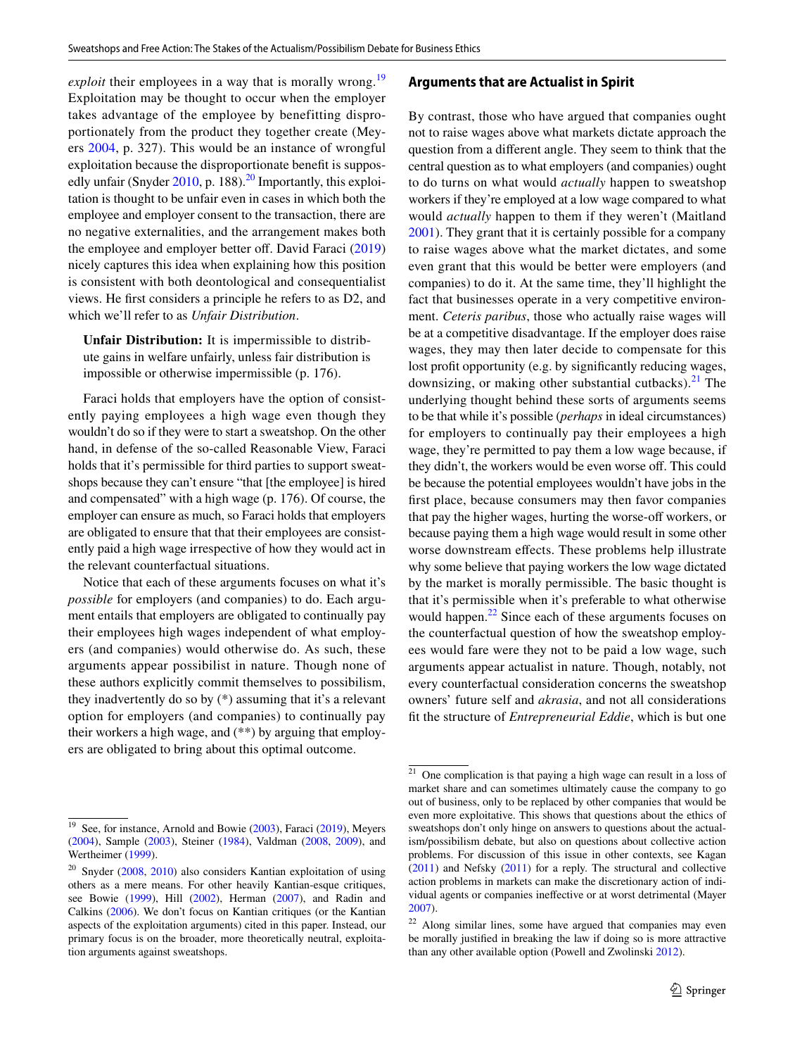*exploit* their employees in a way that is morally wrong.[19] Exploitation may be thought to occur when the employer takes advantage of the employee by benefitting disproportionately from the product they together create (Meyers 2004, p. 327). This would be an instance of wrongful exploitation because the disproportionate benefit is supposedly unfair (Snyder 2010, p. 188).[20] Importantly, this exploitation is thought to be unfair even in cases in which both the employee and employer consent to the transaction, there are no negative externalities, and the arrangement makes both the employee and employer better off. David Faraci (2019) nicely captures this idea when explaining how this position is consistent with both deontological and consequentialist views. He first considers a principle he refers to as D2, and which we'll refer to as *Unfair Distribution*.

> **Unfair Distribution:** It is impermissible to distribute gains in welfare unfairly, unless fair distribution is impossible or otherwise impermissible (p. 176).

Faraci holds that employers have the option of consistently paying employees a high wage even though they wouldn't do so if they were to start a sweatshop. On the other hand, in defense of the so-called Reasonable View, Faraci holds that it's permissible for third parties to support sweatshops because they can't ensure "that [the employee] is hired and compensated" with a high wage (p. 176). Of course, the employer can ensure as much, so Faraci holds that employers are obligated to ensure that that their employees are consistently paid a high wage irrespective of how they would act in the relevant counterfactual situations.

Notice that each of these arguments focuses on what it's *possible* for employers (and companies) to do. Each argument entails that employers are obligated to continually pay their employees high wages independent of what employers (and companies) would otherwise do. As such, these arguments appear possibilist in nature. Though none of these authors explicitly commit themselves to possibilism, they inadvertently do so by (*) assuming that it's a relevant option for employers (and companies) to continually pay their workers a high wage, and (**) by arguing that employers are obligated to bring about this optimal outcome.

### Arguments that are Actualist in Spirit

By contrast, those who have argued that companies ought not to raise wages above what markets dictate approach the question from a different angle. They seem to think that the central question as to what employers (and companies) ought to do turns on what would *actually* happen to sweatshop workers if they're employed at a low wage compared to what would *actually* happen to them if they weren't (Maitland 2001). They grant that it is certainly possible for a company to raise wages above what the market dictates, and some even grant that this would be better were employers (and companies) to do it. At the same time, they'll highlight the fact that businesses operate in a very competitive environment. *Ceteris paribus*, those who actually raise wages will be at a competitive disadvantage. If the employer does raise wages, they may then later decide to compensate for this lost profit opportunity (e.g. by significantly reducing wages, downsizing, or making other substantial cutbacks).[21] The underlying thought behind these sorts of arguments seems to be that while it's possible (*perhaps* in ideal circumstances) for employers to continually pay their employees a high wage, they're permitted to pay them a low wage because, if they didn't, the workers would be even worse off. This could be because the potential employees wouldn't have jobs in the first place, because consumers may then favor companies that pay the higher wages, hurting the worse-off workers, or because paying them a high wage would result in some other worse downstream effects. These problems help illustrate why some believe that paying workers the low wage dictated by the market is morally permissible. The basic thought is that it's permissible when it's preferable to what otherwise would happen.[22] Since each of these arguments focuses on the counterfactual question of how the sweatshop employees would fare were they not to be paid a low wage, such arguments appear actualist in nature. Though, notably, not every counterfactual consideration concerns the sweatshop owners' future self and *akrasia*, and not all considerations fit the structure of *Entrepreneurial Eddie*, which is but one

---

[19] See, for instance, Arnold and Bowie (2003), Faraci (2019), Meyers (2004), Sample (2003), Steiner (1984), Valdman (2008, 2009), and Wertheimer (1999).

[20] Snyder (2008, 2010) also considers Kantian exploitation of using others as a mere means. For other heavily Kantian-esque critiques, see Bowie (1999), Hill (2002), Herman (2007), and Radin and Calkins (2006). We don't focus on Kantian critiques (or the Kantian aspects of the exploitation arguments) cited in this paper. Instead, our primary focus is on the broader, more theoretically neutral, exploitation arguments against sweatshops.

[21] One complication is that paying a high wage can result in a loss of market share and can sometimes ultimately cause the company to go out of business, only to be replaced by other companies that would be even more exploitative. This shows that questions about the ethics of sweatshops don't only hinge on answers to questions about the actualism/possibilism debate, but also on questions about collective action problems. For discussion of this issue in other contexts, see Kagan (2011) and Nefsky (2011) for a reply. The structural and collective action problems in markets can make the discretionary action of individual agents or companies ineffective or at worst detrimental (Mayer 2007).

[22] Along similar lines, some have argued that companies may even be morally justified in breaking the law if doing so is more attractive than any other available option (Powell and Zwolinski 2012).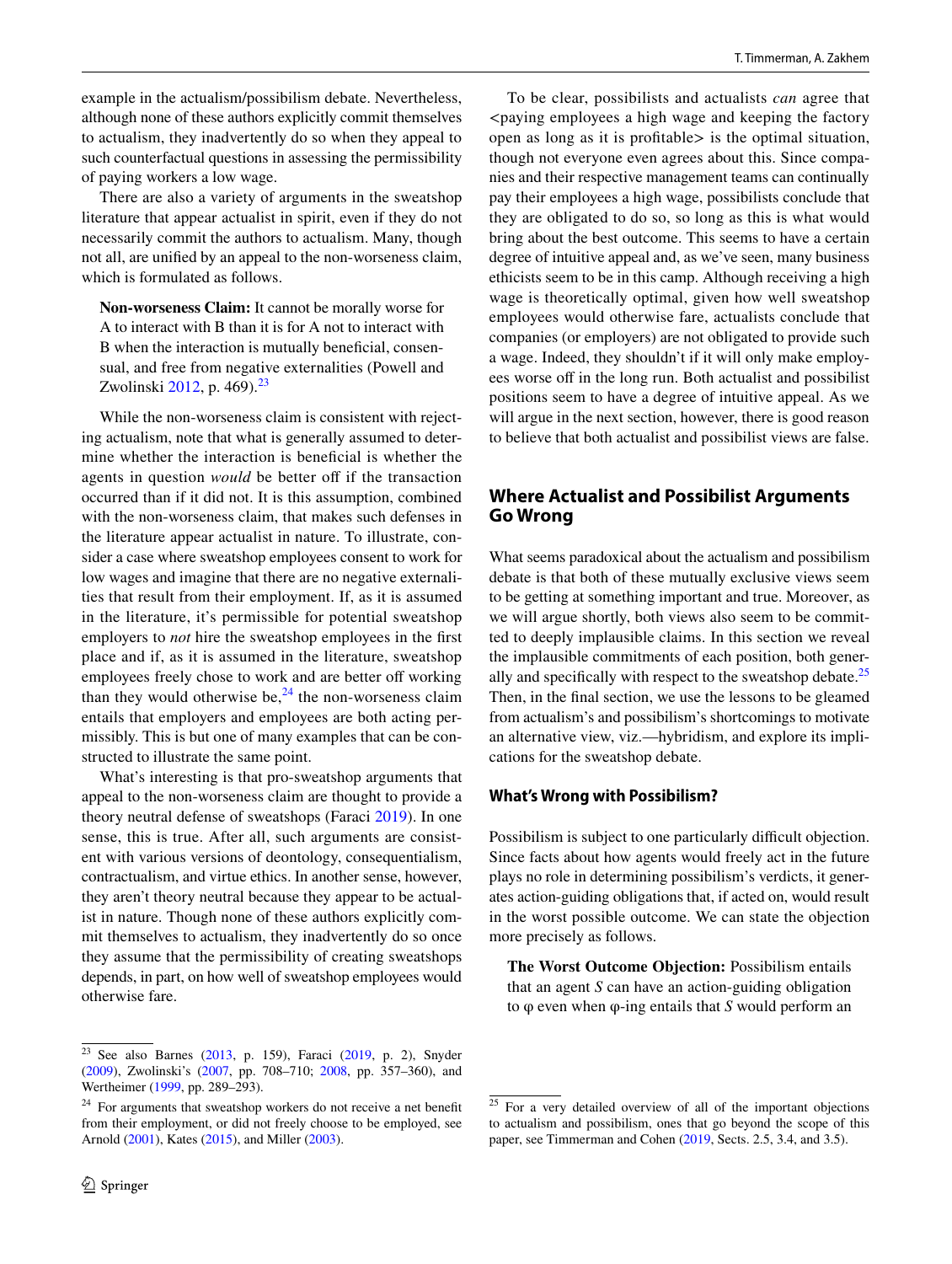example in the actualism/possibilism debate. Nevertheless, although none of these authors explicitly commit themselves to actualism, they inadvertently do so when they appeal to such counterfactual questions in assessing the permissibility of paying workers a low wage.

There are also a variety of arguments in the sweatshop literature that appear actualist in spirit, even if they do not necessarily commit the authors to actualism. Many, though not all, are unified by an appeal to the non-worseness claim, which is formulated as follows.

> **Non-worseness Claim:** It cannot be morally worse for A to interact with B than it is for A not to interact with B when the interaction is mutually beneficial, consensual, and free from negative externalities (Powell and Zwolinski 2012, p. 469).[23]

While the non-worseness claim is consistent with rejecting actualism, note that what is generally assumed to determine whether the interaction is beneficial is whether the agents in question *would* be better off if the transaction occurred than if it did not. It is this assumption, combined with the non-worseness claim, that makes such defenses in the literature appear actualist in nature. To illustrate, consider a case where sweatshop employees consent to work for low wages and imagine that there are no negative externalities that result from their employment. If, as it is assumed in the literature, it's permissible for potential sweatshop employers to *not* hire the sweatshop employees in the first place and if, as it is assumed in the literature, sweatshop employees freely chose to work and are better off working than they would otherwise be,[24] the non-worseness claim entails that employers and employees are both acting permissibly. This is but one of many examples that can be constructed to illustrate the same point.

What's interesting is that pro-sweatshop arguments that appeal to the non-worseness claim are thought to provide a theory neutral defense of sweatshops (Faraci 2019). In one sense, this is true. After all, such arguments are consistent with various versions of deontology, consequentialism, contractualism, and virtue ethics. In another sense, however, they aren't theory neutral because they appear to be actualist in nature. Though none of these authors explicitly commit themselves to actualism, they inadvertently do so once they assume that the permissibility of creating sweatshops depends, in part, on how well of sweatshop employees would otherwise fare.

To be clear, possibilists and actualists *can* agree that <paying employees a high wage and keeping the factory open as long as it is profitable> is the optimal situation, though not everyone even agrees about this. Since companies and their respective management teams can continually pay their employees a high wage, possibilists conclude that they are obligated to do so, so long as this is what would bring about the best outcome. This seems to have a certain degree of intuitive appeal and, as we've seen, many business ethicists seem to be in this camp. Although receiving a high wage is theoretically optimal, given how well sweatshop employees would otherwise fare, actualists conclude that companies (or employers) are not obligated to provide such a wage. Indeed, they shouldn't if it will only make employees worse off in the long run. Both actualist and possibilist positions seem to have a degree of intuitive appeal. As we will argue in the next section, however, there is good reason to believe that both actualist and possibilist views are false.

## Where Actualist and Possibilist Arguments Go Wrong

What seems paradoxical about the actualism and possibilism debate is that both of these mutually exclusive views seem to be getting at something important and true. Moreover, as we will argue shortly, both views also seem to be committed to deeply implausible claims. In this section we reveal the implausible commitments of each position, both generally and specifically with respect to the sweatshop debate.[25] Then, in the final section, we use the lessons to be gleamed from actualism's and possibilism's shortcomings to motivate an alternative view, viz.—hybridism, and explore its implications for the sweatshop debate.

### What's Wrong with Possibilism?

Possibilism is subject to one particularly difficult objection. Since facts about how agents would freely act in the future plays no role in determining possibilism's verdicts, it generates action-guiding obligations that, if acted on, would result in the worst possible outcome. We can state the objection more precisely as follows.

> **The Worst Outcome Objection:** Possibilism entails that an agent *S* can have an action-guiding obligation to φ even when φ-ing entails that *S* would perform an

---

[23] See also Barnes (2013, p. 159), Faraci (2019, p. 2), Snyder (2009), Zwolinski's (2007, pp. 708–710; 2008, pp. 357–360), and Wertheimer (1999, pp. 289–293).

[24] For arguments that sweatshop workers do not receive a net benefit from their employment, or did not freely choose to be employed, see Arnold (2001), Kates (2015), and Miller (2003).

[25] For a very detailed overview of all of the important objections to actualism and possibilism, ones that go beyond the scope of this paper, see Timmerman and Cohen (2019, Sects. 2.5, 3.4, and 3.5).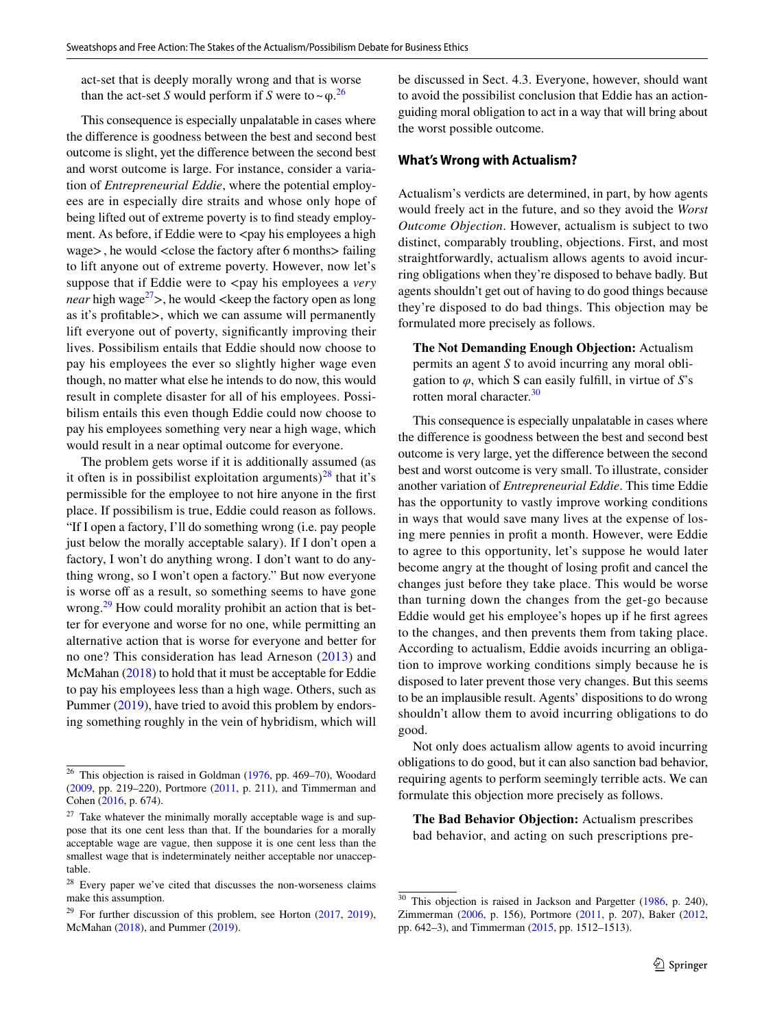act-set that is deeply morally wrong and that is worse than the act-set *S* would perform if *S* were to ~φ.[26]

This consequence is especially unpalatable in cases where the difference is goodness between the best and second best outcome is slight, yet the difference between the second best and worst outcome is large. For instance, consider a variation of *Entrepreneurial Eddie*, where the potential employees are in especially dire straits and whose only hope of being lifted out of extreme poverty is to find steady employment. As before, if Eddie were to <pay his employees a high wage>, he would <close the factory after 6 months> failing to lift anyone out of extreme poverty. However, now let's suppose that if Eddie were to <pay his employees a *very near* high wage[27]>, he would <keep the factory open as long as it's profitable>, which we can assume will permanently lift everyone out of poverty, significantly improving their lives. Possibilism entails that Eddie should now choose to pay his employees the ever so slightly higher wage even though, no matter what else he intends to do now, this would result in complete disaster for all of his employees. Possibilism entails this even though Eddie could now choose to pay his employees something very near a high wage, which would result in a near optimal outcome for everyone.

The problem gets worse if it is additionally assumed (as it often is in possibilist exploitation arguments)[28] that it's permissible for the employee to not hire anyone in the first place. If possibilism is true, Eddie could reason as follows. "If I open a factory, I'll do something wrong (i.e. pay people just below the morally acceptable salary). If I don't open a factory, I won't do anything wrong. I don't want to do anything wrong, so I won't open a factory." But now everyone is worse off as a result, so something seems to have gone wrong.[29] How could morality prohibit an action that is better for everyone and worse for no one, while permitting an alternative action that is worse for everyone and better for no one? This consideration has lead Arneson (2013) and McMahan (2018) to hold that it must be acceptable for Eddie to pay his employees less than a high wage. Others, such as Pummer (2019), have tried to avoid this problem by endorsing something roughly in the vein of hybridism, which will be discussed in Sect. 4.3. Everyone, however, should want to avoid the possibilist conclusion that Eddie has an action-guiding moral obligation to act in a way that will bring about the worst possible outcome.

### What's Wrong with Actualism?

Actualism's verdicts are determined, in part, by how agents would freely act in the future, and so they avoid the *Worst Outcome Objection*. However, actualism is subject to two distinct, comparably troubling, objections. First, and most straightforwardly, actualism allows agents to avoid incurring obligations when they're disposed to behave badly. But agents shouldn't get out of having to do good things because they're disposed to do bad things. This objection may be formulated more precisely as follows.

> **The Not Demanding Enough Objection:** Actualism permits an agent *S* to avoid incurring any moral obligation to *φ*, which S can easily fulfill, in virtue of *S*'s rotten moral character.[30]

This consequence is especially unpalatable in cases where the difference is goodness between the best and second best outcome is very large, yet the difference between the second best and worst outcome is very small. To illustrate, consider another variation of *Entrepreneurial Eddie*. This time Eddie has the opportunity to vastly improve working conditions in ways that would save many lives at the expense of losing mere pennies in profit a month. However, were Eddie to agree to this opportunity, let's suppose he would later become angry at the thought of losing profit and cancel the changes just before they take place. This would be worse than turning down the changes from the get-go because Eddie would get his employee's hopes up if he first agrees to the changes, and then prevents them from taking place. According to actualism, Eddie avoids incurring an obligation to improve working conditions simply because he is disposed to later prevent those very changes. But this seems to be an implausible result. Agents' dispositions to do wrong shouldn't allow them to avoid incurring obligations to do good.

Not only does actualism allow agents to avoid incurring obligations to do good, but it can also sanction bad behavior, requiring agents to perform seemingly terrible acts. We can formulate this objection more precisely as follows.

> **The Bad Behavior Objection:** Actualism prescribes bad behavior, and acting on such prescriptions pre-

---

[26] This objection is raised in Goldman (1976, pp. 469–70), Woodard (2009, pp. 219–220), Portmore (2011, p. 211), and Timmerman and Cohen (2016, p. 674).

[27] Take whatever the minimally morally acceptable wage is and suppose that its one cent less than that. If the boundaries for a morally acceptable wage are vague, then suppose it is one cent less than the smallest wage that is indeterminately neither acceptable nor unacceptable.

[28] Every paper we've cited that discusses the non-worseness claims make this assumption.

[29] For further discussion of this problem, see Horton (2017, 2019), McMahan (2018), and Pummer (2019).

[30] This objection is raised in Jackson and Pargetter (1986, p. 240), Zimmerman (2006, p. 156), Portmore (2011, p. 207), Baker (2012, pp. 642–3), and Timmerman (2015, pp. 1512–1513).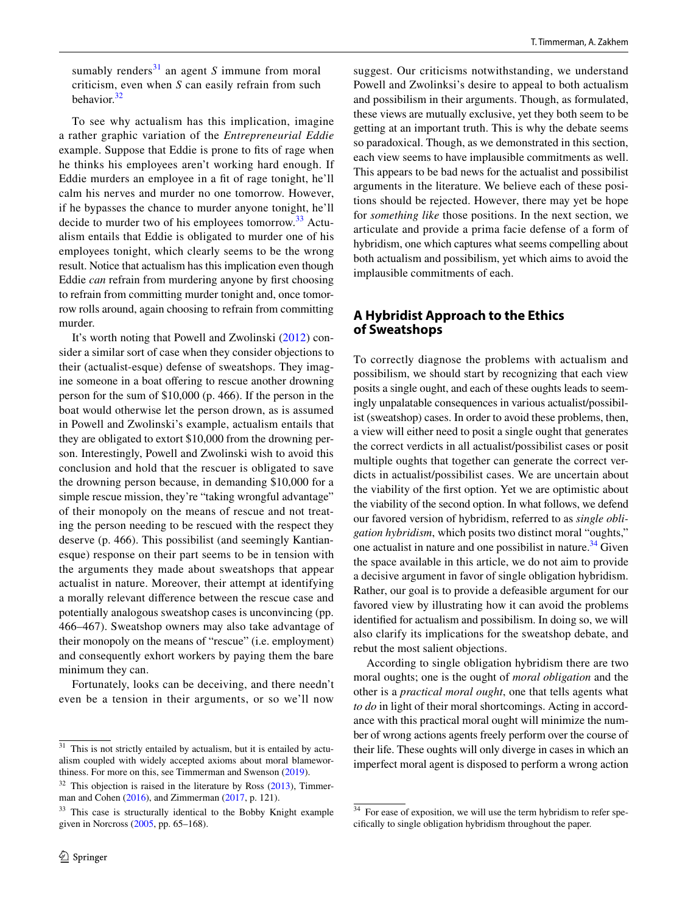sumably renders[31] an agent *S* immune from moral criticism, even when *S* can easily refrain from such behavior.[32]

To see why actualism has this implication, imagine a rather graphic variation of the *Entrepreneurial Eddie* example. Suppose that Eddie is prone to fits of rage when he thinks his employees aren't working hard enough. If Eddie murders an employee in a fit of rage tonight, he'll calm his nerves and murder no one tomorrow. However, if he bypasses the chance to murder anyone tonight, he'll decide to murder two of his employees tomorrow.[33] Actualism entails that Eddie is obligated to murder one of his employees tonight, which clearly seems to be the wrong result. Notice that actualism has this implication even though Eddie *can* refrain from murdering anyone by first choosing to refrain from committing murder tonight and, once tomorrow rolls around, again choosing to refrain from committing murder.

It's worth noting that Powell and Zwolinski (2012) consider a similar sort of case when they consider objections to their (actualist-esque) defense of sweatshops. They imagine someone in a boat offering to rescue another drowning person for the sum of $10,000 (p. 466). If the person in the boat would otherwise let the person drown, as is assumed in Powell and Zwolinski's example, actualism entails that they are obligated to extort $10,000 from the drowning person. Interestingly, Powell and Zwolinski wish to avoid this conclusion and hold that the rescuer is obligated to save the drowning person because, in demanding $10,000 for a simple rescue mission, they're "taking wrongful advantage" of their monopoly on the means of rescue and not treating the person needing to be rescued with the respect they deserve (p. 466). This possibilist (and seemingly Kantian-esque) response on their part seems to be in tension with the arguments they made about sweatshops that appear actualist in nature. Moreover, their attempt at identifying a morally relevant difference between the rescue case and potentially analogous sweatshop cases is unconvincing (pp. 466–467). Sweatshop owners may also take advantage of their monopoly on the means of "rescue" (i.e. employment) and consequently exhort workers by paying them the bare minimum they can.

Fortunately, looks can be deceiving, and there needn't even be a tension in their arguments, or so we'll now suggest. Our criticisms notwithstanding, we understand Powell and Zwolinksi's desire to appeal to both actualism and possibilism in their arguments. Though, as formulated, these views are mutually exclusive, yet they both seem to be getting at an important truth. This is why the debate seems so paradoxical. Though, as we demonstrated in this section, each view seems to have implausible commitments as well. This appears to be bad news for the actualist and possibilist arguments in the literature. We believe each of these positions should be rejected. However, there may yet be hope for *something like* those positions. In the next section, we articulate and provide a prima facie defense of a form of hybridism, one which captures what seems compelling about both actualism and possibilism, yet which aims to avoid the implausible commitments of each.

## A Hybridist Approach to the Ethics of Sweatshops

To correctly diagnose the problems with actualism and possibilism, we should start by recognizing that each view posits a single ought, and each of these oughts leads to seemingly unpalatable consequences in various actualist/possibilist (sweatshop) cases. In order to avoid these problems, then, a view will either need to posit a single ought that generates the correct verdicts in all actualist/possibilist cases or posit multiple oughts that together can generate the correct verdicts in actualist/possibilist cases. We are uncertain about the viability of the first option. Yet we are optimistic about the viability of the second option. In what follows, we defend our favored version of hybridism, referred to as *single obligation hybridism*, which posits two distinct moral "oughts," one actualist in nature and one possibilist in nature.[34] Given the space available in this article, we do not aim to provide a decisive argument in favor of single obligation hybridism. Rather, our goal is to provide a defeasible argument for our favored view by illustrating how it can avoid the problems identified for actualism and possibilism. In doing so, we will also clarify its implications for the sweatshop debate, and rebut the most salient objections.

According to single obligation hybridism there are two moral oughts; one is the ought of *moral obligation* and the other is a *practical moral ought*, one that tells agents what *to do* in light of their moral shortcomings. Acting in accordance with this practical moral ought will minimize the number of wrong actions agents freely perform over the course of their life. These oughts will only diverge in cases in which an imperfect moral agent is disposed to perform a wrong action

---

[31] This is not strictly entailed by actualism, but it is entailed by actualism coupled with widely accepted axioms about moral blameworthiness. For more on this, see Timmerman and Swenson (2019).

[32] This objection is raised in the literature by Ross (2013), Timmerman and Cohen (2016), and Zimmerman (2017, p. 121).

[33] This case is structurally identical to the Bobby Knight example given in Norcross (2005, pp. 65–168).

[34] For ease of exposition, we will use the term hybridism to refer specifically to single obligation hybridism throughout the paper.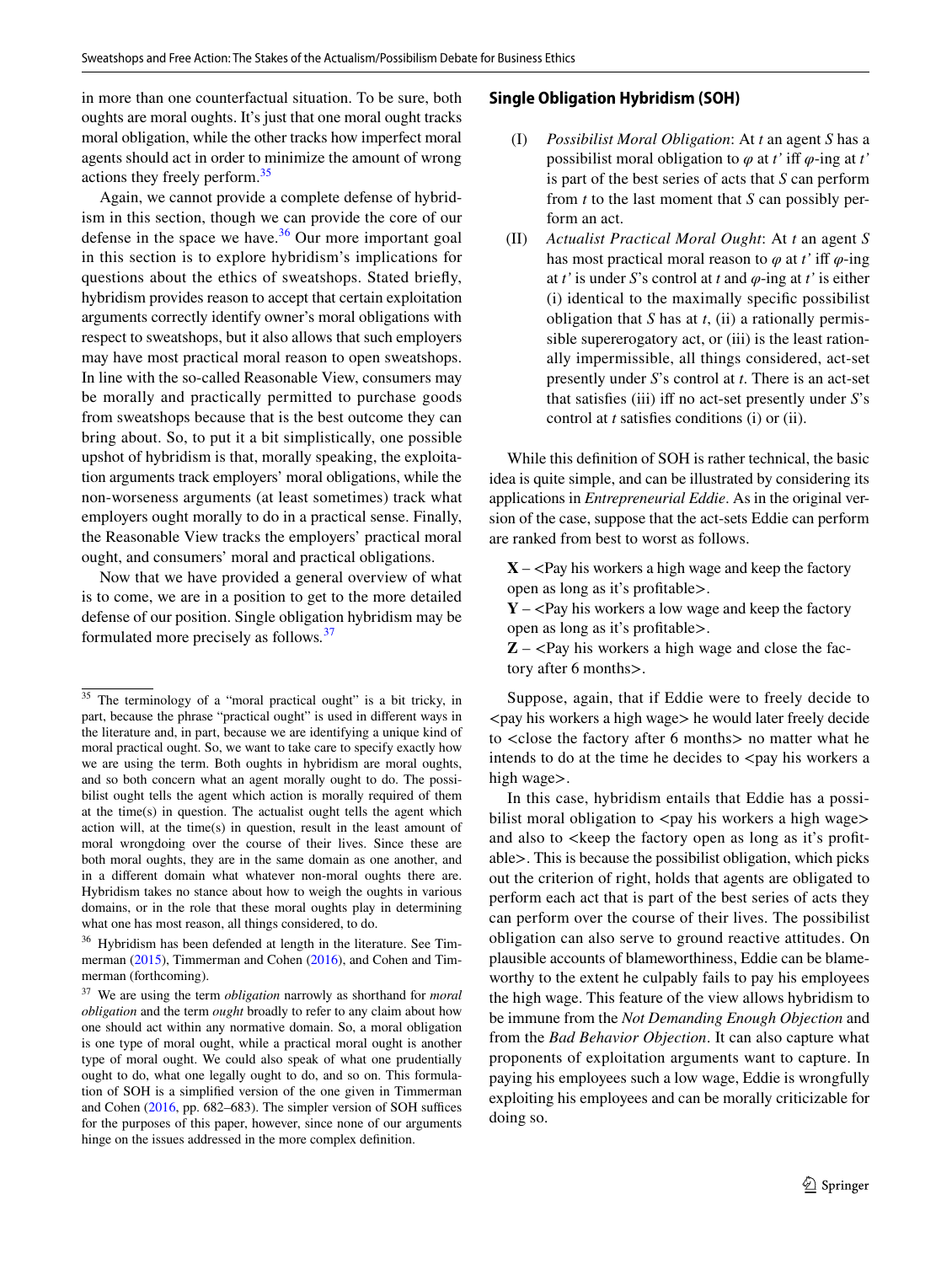in more than one counterfactual situation. To be sure, both oughts are moral oughts. It's just that one moral ought tracks moral obligation, while the other tracks how imperfect moral agents should act in order to minimize the amount of wrong actions they freely perform.[35]

Again, we cannot provide a complete defense of hybridism in this section, though we can provide the core of our defense in the space we have.[36] Our more important goal in this section is to explore hybridism's implications for questions about the ethics of sweatshops. Stated briefly, hybridism provides reason to accept that certain exploitation arguments correctly identify owner's moral obligations with respect to sweatshops, but it also allows that such employers may have most practical moral reason to open sweatshops. In line with the so-called Reasonable View, consumers may be morally and practically permitted to purchase goods from sweatshops because that is the best outcome they can bring about. So, to put it a bit simplistically, one possible upshot of hybridism is that, morally speaking, the exploitation arguments track employers' moral obligations, while the non-worseness arguments (at least sometimes) track what employers ought morally to do in a practical sense. Finally, the Reasonable View tracks the employers' practical moral ought, and consumers' moral and practical obligations.

Now that we have provided a general overview of what is to come, we are in a position to get to the more detailed defense of our position. Single obligation hybridism may be formulated more precisely as follows.[37]

### Single Obligation Hybridism (SOH)

(I) *Possibilist Moral Obligation*: At *t* an agent *S* has a possibilist moral obligation to *φ* at *t'* iff *φ*-ing at *t'* is part of the best series of acts that *S* can perform from *t* to the last moment that *S* can possibly perform an act.

(II) *Actualist Practical Moral Ought*: At *t* an agent *S* has most practical moral reason to *φ* at *t'* iff *φ*-ing at *t'* is under *S*'s control at *t* and *φ*-ing at *t'* is either (i) identical to the maximally specific possibilist obligation that *S* has at *t*, (ii) a rationally permissible supererogatory act, or (iii) is the least rationally impermissible, all things considered, act-set presently under *S*'s control at *t*. There is an act-set that satisfies (iii) iff no act-set presently under *S*'s control at *t* satisfies conditions (i) or (ii).

While this definition of SOH is rather technical, the basic idea is quite simple, and can be illustrated by considering its applications in *Entrepreneurial Eddie*. As in the original version of the case, suppose that the act-sets Eddie can perform are ranked from best to worst as follows.

**X** – <Pay his workers a high wage and keep the factory open as long as it's profitable>.
**Y** – <Pay his workers a low wage and keep the factory open as long as it's profitable>.
**Z** – <Pay his workers a high wage and close the factory after 6 months>.

Suppose, again, that if Eddie were to freely decide to <pay his workers a high wage> he would later freely decide to <close the factory after 6 months> no matter what he intends to do at the time he decides to <pay his workers a high wage>.

In this case, hybridism entails that Eddie has a possibilist moral obligation to <pay his workers a high wage> and also to <keep the factory open as long as it's profitable>. This is because the possibilist obligation, which picks out the criterion of right, holds that agents are obligated to perform each act that is part of the best series of acts they can perform over the course of their lives. The possibilist obligation can also serve to ground reactive attitudes. On plausible accounts of blameworthiness, Eddie can be blameworthy to the extent he culpably fails to pay his employees the high wage. This feature of the view allows hybridism to be immune from the *Not Demanding Enough Objection* and from the *Bad Behavior Objection*. It can also capture what proponents of exploitation arguments want to capture. In paying his employees such a low wage, Eddie is wrongfully exploiting his employees and can be morally criticizable for doing so.

---

[35] The terminology of a "moral practical ought" is a bit tricky, in part, because the phrase "practical ought" is used in different ways in the literature and, in part, because we are identifying a unique kind of moral practical ought. So, we want to take care to specify exactly how we are using the term. Both oughts in hybridism are moral oughts, and so both concern what an agent morally ought to do. The possibilist ought tells the agent which action is morally required of them at the time(s) in question. The actualist ought tells the agent which action will, at the time(s) in question, result in the least amount of moral wrongdoing over the course of their lives. Since these are both moral oughts, they are in the same domain as one another, and in a different domain what whatever non-moral oughts there are. Hybridism takes no stance about how to weigh the oughts in various domains, or in the role that these moral oughts play in determining what one has most reason, all things considered, to do.

[36] Hybridism has been defended at length in the literature. See Timmerman (2015), Timmerman and Cohen (2016), and Cohen and Timmerman (forthcoming).

[37] We are using the term *obligation* narrowly as shorthand for *moral obligation* and the term *ought* broadly to refer to any claim about how one should act within any normative domain. So, a moral obligation is one type of moral ought, while a practical moral ought is another type of moral ought. We could also speak of what one prudentially ought to do, what one legally ought to do, and so on. This formulation of SOH is a simplified version of the one given in Timmerman and Cohen (2016, pp. 682–683). The simpler version of SOH suffices for the purposes of this paper, however, since none of our arguments hinge on the issues addressed in the more complex definition.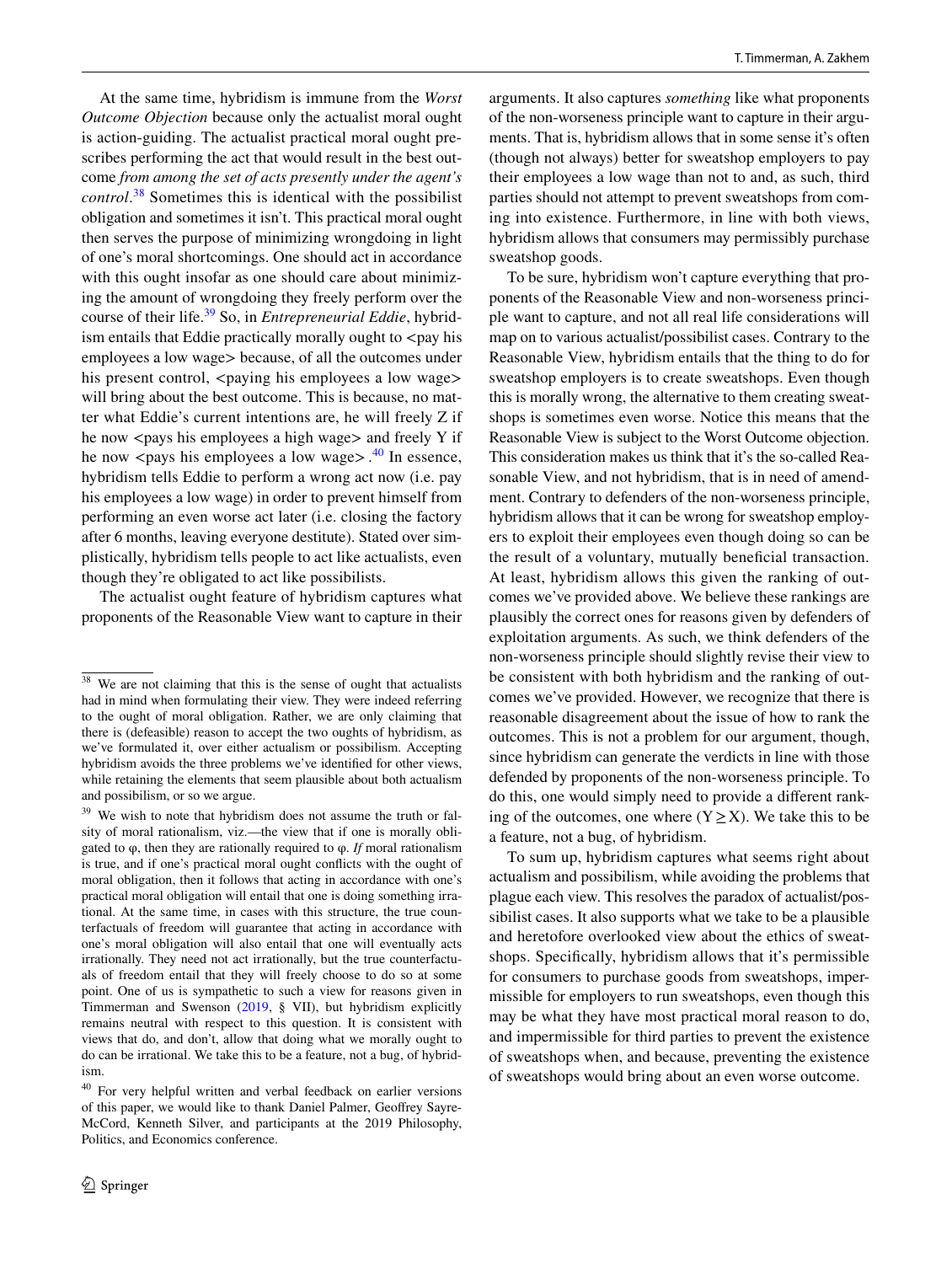At the same time, hybridism is immune from the *Worst Outcome Objection* because only the actualist moral ought is action-guiding. The actualist practical moral ought prescribes performing the act that would result in the best outcome *from among the set of acts presently under the agent's control*.[38] Sometimes this is identical with the possibilist obligation and sometimes it isn't. This practical moral ought then serves the purpose of minimizing wrongdoing in light of one's moral shortcomings. One should act in accordance with this ought insofar as one should care about minimizing the amount of wrongdoing they freely perform over the course of their life.[39] So, in *Entrepreneurial Eddie*, hybridism entails that Eddie practically morally ought to <pay his employees a low wage> because, of all the outcomes under his present control, <paying his employees a low wage> will bring about the best outcome. This is because, no matter what Eddie's current intentions are, he will freely Z if he now <pays his employees a high wage> and freely Y if he now <pays his employees a low wage>.[40] In essence, hybridism tells Eddie to perform a wrong act now (i.e. pay his employees a low wage) in order to prevent himself from performing an even worse act later (i.e. closing the factory after 6 months, leaving everyone destitute). Stated over simplistically, hybridism tells people to act like actualists, even though they're obligated to act like possibilists.

The actualist ought feature of hybridism captures what proponents of the Reasonable View want to capture in their arguments. It also captures *something* like what proponents of the non-worseness principle want to capture in their arguments. That is, hybridism allows that in some sense it's often (though not always) better for sweatshop employers to pay their employees a low wage than not to and, as such, third parties should not attempt to prevent sweatshops from coming into existence. Furthermore, in line with both views, hybridism allows that consumers may permissibly purchase sweatshop goods.

To be sure, hybridism won't capture everything that proponents of the Reasonable View and non-worseness principle want to capture, and not all real life considerations will map on to various actualist/possibilist cases. Contrary to the Reasonable View, hybridism entails that the thing to do for sweatshop employers is to create sweatshops. Even though this is morally wrong, the alternative to them creating sweatshops is sometimes even worse. Notice this means that the Reasonable View is subject to the Worst Outcome objection. This consideration makes us think that it's the so-called Reasonable View, and not hybridism, that is in need of amendment. Contrary to defenders of the non-worseness principle, hybridism allows that it can be wrong for sweatshop employers to exploit their employees even though doing so can be the result of a voluntary, mutually beneficial transaction. At least, hybridism allows this given the ranking of outcomes we've provided above. We believe these rankings are plausibly the correct ones for reasons given by defenders of exploitation arguments. As such, we think defenders of the non-worseness principle should slightly revise their view to be consistent with both hybridism and the ranking of outcomes we've provided. However, we recognize that there is reasonable disagreement about the issue of how to rank the outcomes. This is not a problem for our argument, though, since hybridism can generate the verdicts in line with those defended by proponents of the non-worseness principle. To do this, one would simply need to provide a different ranking of the outcomes, one where ($Y \geq X$). We take this to be a feature, not a bug, of hybridism.

To sum up, hybridism captures what seems right about actualism and possibilism, while avoiding the problems that plague each view. This resolves the paradox of actualist/possibilist cases. It also supports what we take to be a plausible and heretofore overlooked view about the ethics of sweatshops. Specifically, hybridism allows that it's permissible for consumers to purchase goods from sweatshops, impermissible for employers to run sweatshops, even though this may be what they have most practical moral reason to do, and impermissible for third parties to prevent the existence of sweatshops when, and because, preventing the existence of sweatshops would bring about an even worse outcome.

---

[38] We are not claiming that this is the sense of ought that actualists had in mind when formulating their view. They were indeed referring to the ought of moral obligation. Rather, we are only claiming that there is (defeasible) reason to accept the two oughts of hybridism, as we've formulated it, over either actualism or possibilism. Accepting hybridism avoids the three problems we've identified for other views, while retaining the elements that seem plausible about both actualism and possibilism, or so we argue.

[39] We wish to note that hybridism does not assume the truth or falsity of moral rationalism, viz.—the view that if one is morally obligated to φ, then they are rationally required to φ. *If* moral rationalism is true, and if one's practical moral ought conflicts with the ought of moral obligation, then it follows that acting in accordance with one's practical moral obligation will entail that one is doing something irrational. At the same time, in cases with this structure, the true counterfactuals of freedom will guarantee that acting in accordance with one's moral obligation will also entail that one will eventually acts irrationally. They need not act irrationally, but the true counterfactuals of freedom entail that they will freely choose to do so at some point. One of us is sympathetic to such a view for reasons given in Timmerman and Swenson (2019, § VII), but hybridism explicitly remains neutral with respect to this question. It is consistent with views that do, and don't, allow that doing what we morally ought to do can be irrational. We take this to be a feature, not a bug, of hybridism.

[40] For very helpful written and verbal feedback on earlier versions of this paper, we would like to thank Daniel Palmer, Geoffrey Sayre-McCord, Kenneth Silver, and participants at the 2019 Philosophy, Politics, and Economics conference.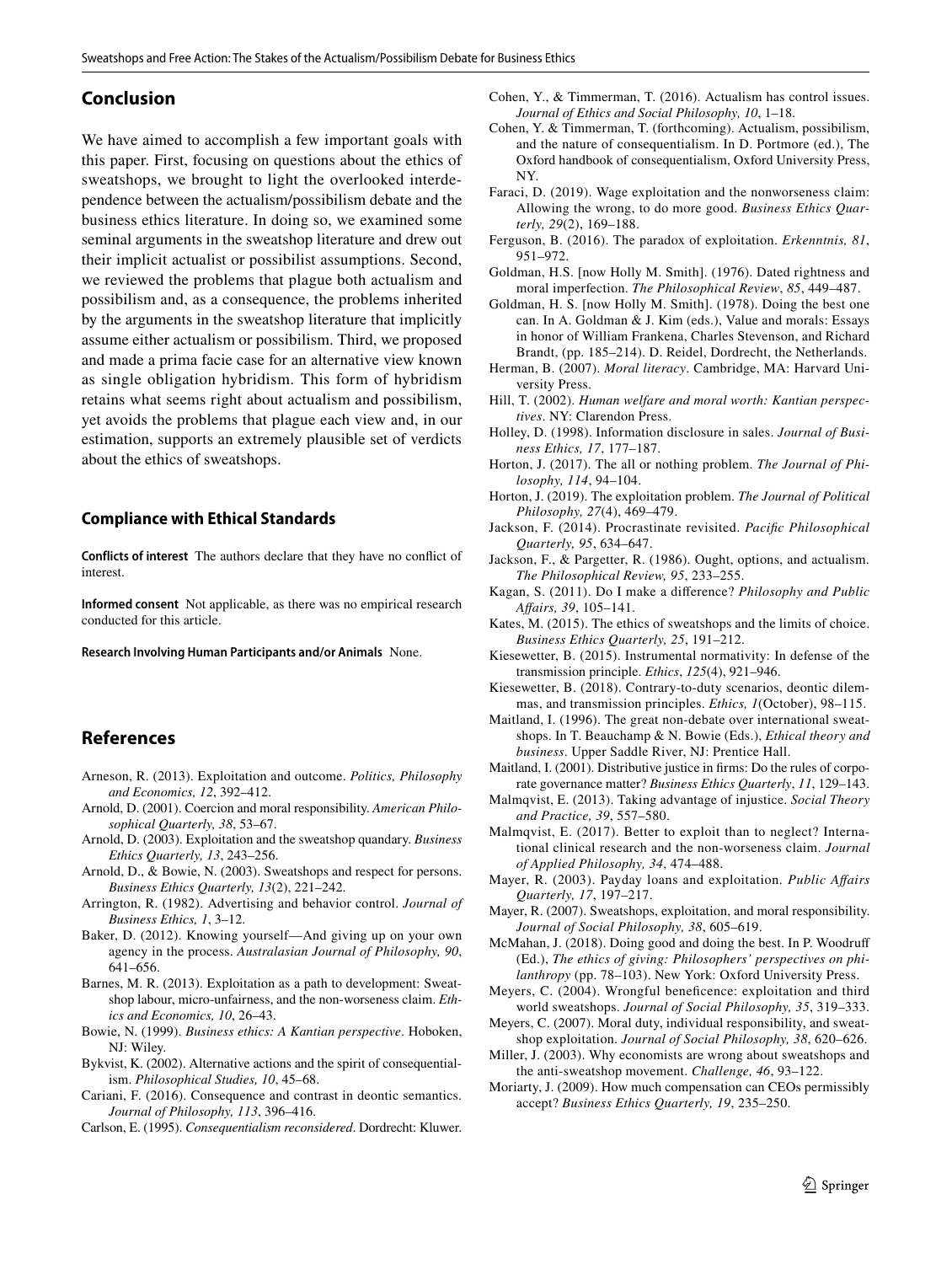## Conclusion

We have aimed to accomplish a few important goals with this paper. First, focusing on questions about the ethics of sweatshops, we brought to light the overlooked interdependence between the actualism/possibilism debate and the business ethics literature. In doing so, we examined some seminal arguments in the sweatshop literature and drew out their implicit actualist or possibilist assumptions. Second, we reviewed the problems that plague both actualism and possibilism and, as a consequence, the problems inherited by the arguments in the sweatshop literature that implicitly assume either actualism or possibilism. Third, we proposed and made a prima facie case for an alternative view known as single obligation hybridism. This form of hybridism retains what seems right about actualism and possibilism, yet avoids the problems that plague each view and, in our estimation, supports an extremely plausible set of verdicts about the ethics of sweatshops.

### Compliance with Ethical Standards

**Conflicts of interest** The authors declare that they have no conflict of interest.

**Informed consent** Not applicable, as there was no empirical research conducted for this article.

**Research Involving Human Participants and/or Animals** None.

## References

Arneson, R. (2013). Exploitation and outcome. *Politics, Philosophy and Economics, 12*, 392–412.

Arnold, D. (2001). Coercion and moral responsibility. *American Philosophical Quarterly, 38*, 53–67.

Arnold, D. (2003). Exploitation and the sweatshop quandary. *Business Ethics Quarterly, 13*, 243–256.

Arnold, D., & Bowie, N. (2003). Sweatshops and respect for persons. *Business Ethics Quarterly, 13*(2), 221–242.

Arrington, R. (1982). Advertising and behavior control. *Journal of Business Ethics, 1*, 3–12.

Baker, D. (2012). Knowing yourself—And giving up on your own agency in the process. *Australasian Journal of Philosophy, 90*, 641–656.

Barnes, M. R. (2013). Exploitation as a path to development: Sweatshop labour, micro-unfairness, and the non-worseness claim. *Ethics and Economics, 10*, 26–43.

Bowie, N. (1999). *Business ethics: A Kantian perspective*. Hoboken, NJ: Wiley.

Bykvist, K. (2002). Alternative actions and the spirit of consequentialism. *Philosophical Studies, 10*, 45–68.

Cariani, F. (2016). Consequence and contrast in deontic semantics. *Journal of Philosophy, 113*, 396–416.

Carlson, E. (1995). *Consequentialism reconsidered*. Dordrecht: Kluwer.

Cohen, Y., & Timmerman, T. (2016). Actualism has control issues. *Journal of Ethics and Social Philosophy, 10*, 1–18.

Cohen, Y. & Timmerman, T. (forthcoming). Actualism, possibilism, and the nature of consequentialism. In D. Portmore (ed.), The Oxford handbook of consequentialism, Oxford University Press, NY.

Faraci, D. (2019). Wage exploitation and the nonworseness claim: Allowing the wrong, to do more good. *Business Ethics Quarterly, 29*(2), 169–188.

Ferguson, B. (2016). The paradox of exploitation. *Erkenntnis, 81*, 951–972.

Goldman, H.S. [now Holly M. Smith]. (1976). Dated rightness and moral imperfection. *The Philosophical Review*, *85*, 449–487.

Goldman, H. S. [now Holly M. Smith]. (1978). Doing the best one can. In A. Goldman & J. Kim (eds.), Value and morals: Essays in honor of William Frankena, Charles Stevenson, and Richard Brandt, (pp. 185–214). D. Reidel, Dordrecht, the Netherlands.

Herman, B. (2007). *Moral literacy*. Cambridge, MA: Harvard University Press.

Hill, T. (2002). *Human welfare and moral worth: Kantian perspectives*. NY: Clarendon Press.

Holley, D. (1998). Information disclosure in sales. *Journal of Business Ethics, 17*, 177–187.

Horton, J. (2017). The all or nothing problem. *The Journal of Philosophy, 114*, 94–104.

Horton, J. (2019). The exploitation problem. *The Journal of Political Philosophy, 27*(4), 469–479.

Jackson, F. (2014). Procrastinate revisited. *Pacific Philosophical Quarterly, 95*, 634–647.

Jackson, F., & Pargetter, R. (1986). Ought, options, and actualism. *The Philosophical Review, 95*, 233–255.

Kagan, S. (2011). Do I make a difference? *Philosophy and Public Affairs, 39*, 105–141.

Kates, M. (2015). The ethics of sweatshops and the limits of choice. *Business Ethics Quarterly, 25*, 191–212.

Kiesewetter, B. (2015). Instrumental normativity: In defense of the transmission principle. *Ethics*, *125*(4), 921–946.

Kiesewetter, B. (2018). Contrary-to-duty scenarios, deontic dilemmas, and transmission principles. *Ethics, 1*(October), 98–115.

Maitland, I. (1996). The great non-debate over international sweatshops. In T. Beauchamp & N. Bowie (Eds.), *Ethical theory and business*. Upper Saddle River, NJ: Prentice Hall.

Maitland, I. (2001). Distributive justice in firms: Do the rules of corporate governance matter? *Business Ethics Quarterly*, *11*, 129–143.

Malmqvist, E. (2013). Taking advantage of injustice. *Social Theory and Practice, 39*, 557–580.

Malmqvist, E. (2017). Better to exploit than to neglect? International clinical research and the non-worseness claim. *Journal of Applied Philosophy, 34*, 474–488.

Mayer, R. (2003). Payday loans and exploitation. *Public Affairs Quarterly, 17*, 197–217.

Mayer, R. (2007). Sweatshops, exploitation, and moral responsibility. *Journal of Social Philosophy, 38*, 605–619.

McMahan, J. (2018). Doing good and doing the best. In P. Woodruff (Ed.), *The ethics of giving: Philosophers' perspectives on philanthropy* (pp. 78–103). New York: Oxford University Press.

Meyers, C. (2004). Wrongful beneficence: exploitation and third world sweatshops. *Journal of Social Philosophy, 35*, 319–333.

Meyers, C. (2007). Moral duty, individual responsibility, and sweatshop exploitation. *Journal of Social Philosophy, 38*, 620–626.

Miller, J. (2003). Why economists are wrong about sweatshops and the anti-sweatshop movement. *Challenge, 46*, 93–122.

Moriarty, J. (2009). How much compensation can CEOs permissibly accept? *Business Ethics Quarterly, 19*, 235–250.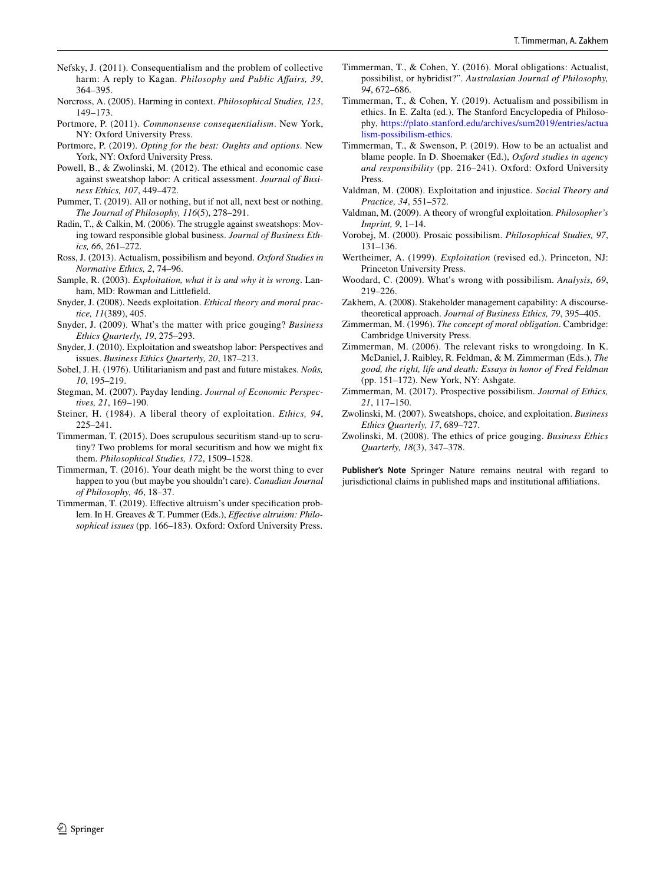Nefsky, J. (2011). Consequentialism and the problem of collective harm: A reply to Kagan. *Philosophy and Public Affairs, 39*, 364–395.

Norcross, A. (2005). Harming in context. *Philosophical Studies, 123*, 149–173.

Portmore, P. (2011). *Commonsense consequentialism*. New York, NY: Oxford University Press.

Portmore, P. (2019). *Opting for the best: Oughts and options*. New York, NY: Oxford University Press.

Powell, B., & Zwolinski, M. (2012). The ethical and economic case against sweatshop labor: A critical assessment. *Journal of Business Ethics, 107*, 449–472.

Pummer, T. (2019). All or nothing, but if not all, next best or nothing. *The Journal of Philosophy, 116*(5), 278–291.

Radin, T., & Calkin, M. (2006). The struggle against sweatshops: Moving toward responsible global business. *Journal of Business Ethics, 66*, 261–272.

Ross, J. (2013). Actualism, possibilism and beyond. *Oxford Studies in Normative Ethics, 2*, 74–96.

Sample, R. (2003). *Exploitation, what it is and why it is wrong*. Lanham, MD: Rowman and Littlefield.

Snyder, J. (2008). Needs exploitation. *Ethical theory and moral practice, 11*(389), 405.

Snyder, J. (2009). What's the matter with price gouging? *Business Ethics Quarterly, 19*, 275–293.

Snyder, J. (2010). Exploitation and sweatshop labor: Perspectives and issues. *Business Ethics Quarterly, 20*, 187–213.

Sobel, J. H. (1976). Utilitarianism and past and future mistakes. *Noûs, 10*, 195–219.

Stegman, M. (2007). Payday lending. *Journal of Economic Perspectives, 21*, 169–190.

Steiner, H. (1984). A liberal theory of exploitation. *Ethics, 94*, 225–241.

Timmerman, T. (2015). Does scrupulous securitism stand-up to scrutiny? Two problems for moral securitism and how we might fix them. *Philosophical Studies, 172*, 1509–1528.

Timmerman, T. (2016). Your death might be the worst thing to ever happen to you (but maybe you shouldn't care). *Canadian Journal of Philosophy, 46*, 18–37.

Timmerman, T. (2019). Effective altruism's under specification problem. In H. Greaves & T. Pummer (Eds.), *Effective altruism: Philosophical issues* (pp. 166–183). Oxford: Oxford University Press.

Timmerman, T., & Cohen, Y. (2016). Moral obligations: Actualist, possibilist, or hybridist?". *Australasian Journal of Philosophy, 94*, 672–686.

Timmerman, T., & Cohen, Y. (2019). Actualism and possibilism in ethics. In E. Zalta (ed.), The Stanford Encyclopedia of Philosophy, https://plato.stanford.edu/archives/sum2019/entries/actualism-possibilism-ethics.

Timmerman, T., & Swenson, P. (2019). How to be an actualist and blame people. In D. Shoemaker (Ed.), *Oxford studies in agency and responsibility* (pp. 216–241). Oxford: Oxford University Press.

Valdman, M. (2008). Exploitation and injustice. *Social Theory and Practice, 34*, 551–572.

Valdman, M. (2009). A theory of wrongful exploitation. *Philosopher's Imprint, 9*, 1–14.

Vorobej, M. (2000). Prosaic possibilism. *Philosophical Studies, 97*, 131–136.

Wertheimer, A. (1999). *Exploitation* (revised ed.). Princeton, NJ: Princeton University Press.

Woodard, C. (2009). What's wrong with possibilism. *Analysis, 69*, 219–226.

Zakhem, A. (2008). Stakeholder management capability: A discourse-theoretical approach. *Journal of Business Ethics, 79*, 395–405.

Zimmerman, M. (1996). *The concept of moral obligation*. Cambridge: Cambridge University Press.

Zimmerman, M. (2006). The relevant risks to wrongdoing. In K. McDaniel, J. Raibley, R. Feldman, & M. Zimmerman (Eds.), *The good, the right, life and death: Essays in honor of Fred Feldman* (pp. 151–172). New York, NY: Ashgate.

Zimmerman, M. (2017). Prospective possibilism. *Journal of Ethics, 21*, 117–150.

Zwolinski, M. (2007). Sweatshops, choice, and exploitation. *Business Ethics Quarterly, 17*, 689–727.

Zwolinski, M. (2008). The ethics of price gouging. *Business Ethics Quarterly, 18*(3), 347–378.

**Publisher's Note** Springer Nature remains neutral with regard to jurisdictional claims in published maps and institutional affiliations.